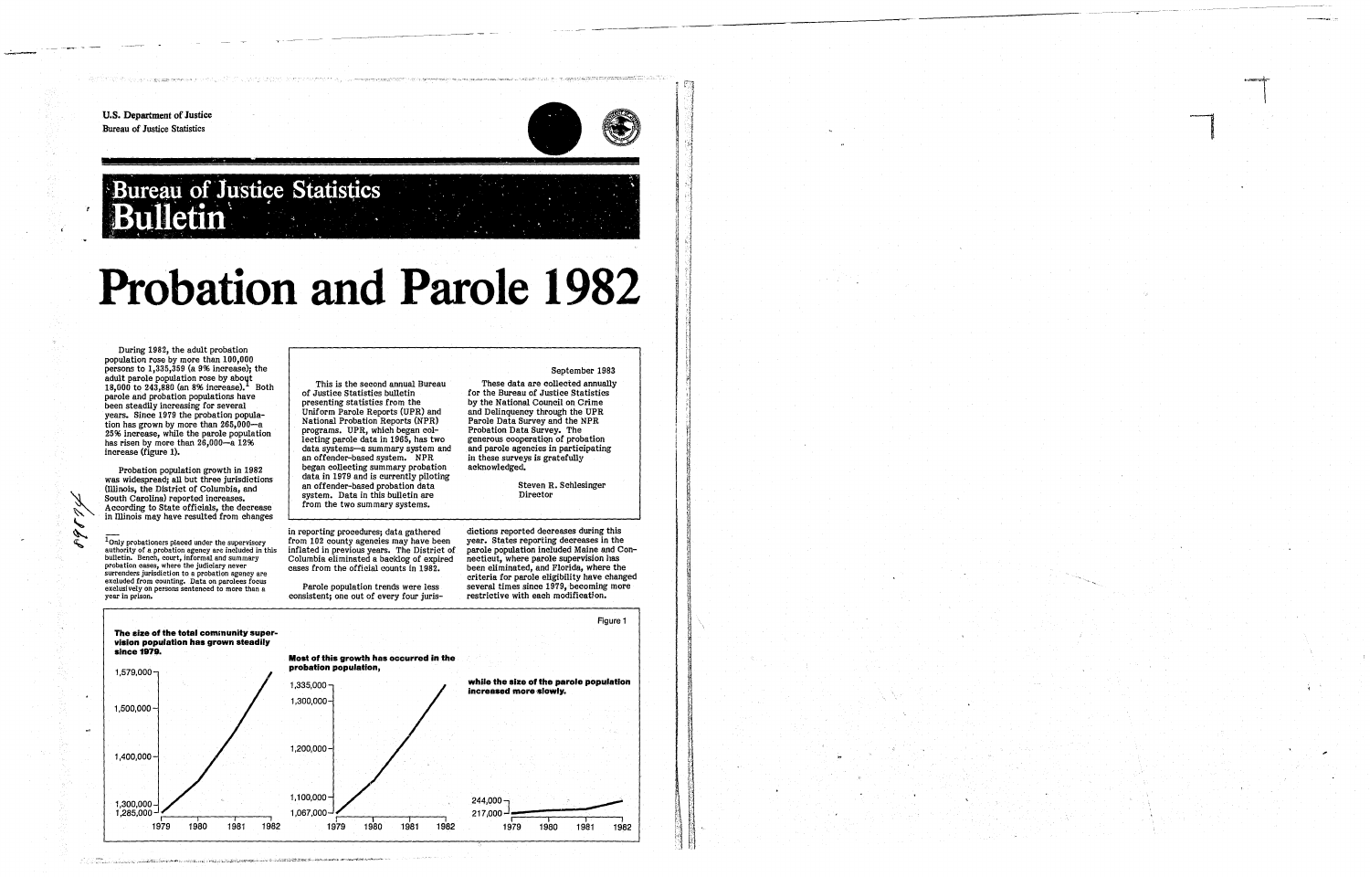U.S. Department of Justice
Bureau of Justice Statistics

# Bureau of Justice Statistics Bulletin

# Probation and Parole 1982

September 1983

This is the second annual Bureau of Justice Statistics bulletin presenting statistics from the Uniform Parole Reports (UPR) and National Probation Reports (NPR) programs. UPR, which began collecting parole data in 1965, has two data systems—a summary system and an offender-based system. NPR began collecting summary probation data in 1979 and is currently piloting an offender-based probation data system. Data in this bulletin are from the two summary systems.

These data are collected annually for the Bureau of Justice Statistics by the National Council on Crime and Delinquency through the UPR Parole Data Survey and the NPR Probation Data Survey. The generous cooperation of probation and parole agencies in participating in these surveys is gratefully acknowledged.

Steven R. Schlesinger
Director

During 1982, the adult probation population rose by more than 100,000 persons to 1,335,359 (a 9% increase); the adult parole population rose by about 18,000 to 243,880 (an 8% increase).[1] Both parole and probation populations have been steadily increasing for several years. Since 1979 the probation population has grown by more than 265,000—a 25% increase, while the parole population has risen by more than 26,000—a 12% increase (figure 1).

Probation population growth in 1982 was widespread; all but three jurisdictions (Illinois, the District of Columbia, and South Carolina) reported increases. According to State officials, the decrease in Illinois may have resulted from changes in reporting procedures; data gathered from 102 county agencies may have been inflated in previous years. The District of Columbia eliminated a backlog of expired cases from the official counts in 1982.

Parole population trends were less consistent; one out of every four jurisdictions reported decreases during this year. States reporting decreases in the parole population included Maine and Connecticut, where parole supervision has been eliminated, and Florida, where the criteria for parole eligibility have changed several times since 1979, becoming more restrictive with each modification.

[1] Only probationers placed under the supervisory authority of a probation agency are included in this bulletin. Bench, court, informal and summary probation cases, where the judiciary never surrenders jurisdiction to a probation agency are excluded from counting. Data on parolees focus exclusively on persons sentenced to more than a year in prison.

Figure 1

**The size of the total community supervision population has grown steadily since 1979.**

**Most of this growth has occurred in the probation population,**

**while the size of the parole population increased more slowly.**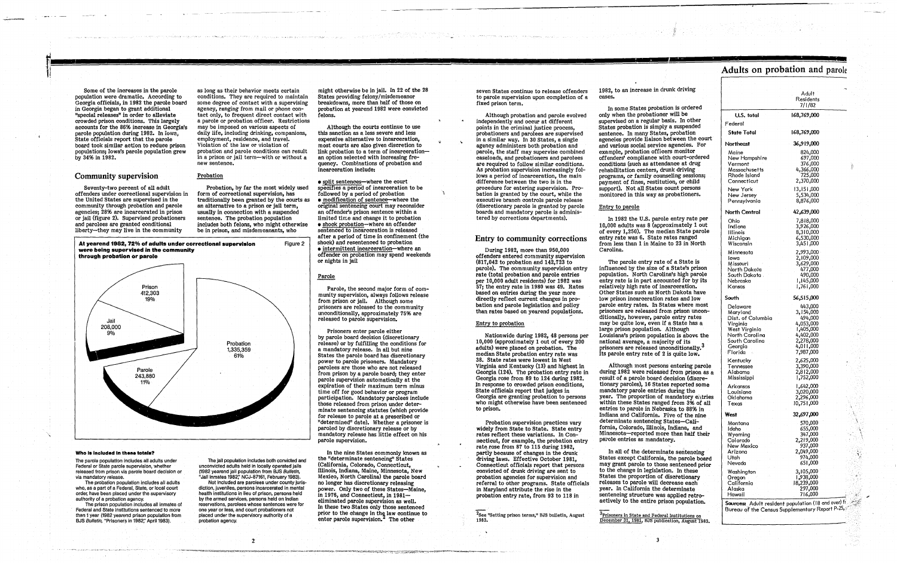Some of the increases in the parole population were dramatic. According to Georgia officials, in 1982 the parole board in Georgia began to grant additional "special releases" in order to alleviate crowded prison conditions. This largely accounts for the 86% increase in Georgia's parole population during 1982. In Iowa, State officials report that the parole board took similar action to reduce prison populations; Iowa's parole population grew by 34% in 1982.

## Community supervision

Seventy-two percent of all adult offenders under correctional supervision in the United States are supervised in the community through probation and parole agencies; 28% are incarcerated in prison or jail (figure 2). Supervised probationers and parolees are granted conditional liberty—they may live in the community as long as their behavior meets certain conditions. They are required to maintain some degree of contact with a supervising agency, ranging from mail or phone contact only, to frequent direct contact with a parole or probation officer. Restrictions may be imposed on various aspects of daily life, including drinking, companions, employment, residence, and travel. Violation of the law or violation of probation and parole conditions can result in a prison or jail term—with or without a new sentence.

**At yearend 1982, 72% of adults under correctional supervision were being supervised in the community through probation or parole** — Figure 2

| Category | Number | Percent |
|---|---|---|
| Prison | 412,303 | 19% |
| Jail | 208,000 | 9% |
| Parole | 243,880 | 11% |
| Probation | 1,335,359 | 61% |

**Who is included in these totals?**

The parole population includes all adults under Federal or State parole supervision, whether released from prison via parole board decision or via mandatory release.

The probation population includes all adults who, as a part of a Federal, State, or local court order, have been placed under the supervisory authority of a probation agency.

The prison population includes all inmates of Federal and State institutions sentenced to more than 1 year (1982 yearend prison population from BJS *Bulletin*, "Prisoners in 1982," April 1983).

The jail population includes both convicted and unconvicted adults held in locally operated jails (1982 yearend jail population from BJS *Bulletin*, "Jail Inmates 1982," NCJ-87161, February 1983).

Not included are parolees under county jurisdiction, juveniles, persons incarcerated in mental health institutions in lieu of prison, persons held by the armed services, persons held on Indian reservations, parolees whose sentences were for one year or less, and court probationers not placed under the supervisory authority of a probation agency.

### Probation

Probation, by far the most widely used form of correctional supervision, has traditionally been granted by the courts as an alternative to a prison or jail term, usually in connection with a suspended sentence. The probation population includes both felons, who might otherwise be in prison, and misdemeanants, who might otherwise be in jail. In 22 of the 28 States providing felony/misdemeanor breakdowns, more than half of those on probation at yearend 1982 were convicted felons.

Although the courts continue to use this sanction as a less severe and less expensive alternative to incarceration, most courts are also given discretion to link probation to a term of incarceration—an option selected with increasing frequency. Combinations of probation and incarceration include:

- split sentences—where the court specifies a period of incarceration to be followed by a period of probation
- modification of sentence—where the original sentencing court may reconsider an offender's prison sentence within a limited time and change it to probation
- shock probation—where an offender sentenced to incarceration is released after a period of time in confinement (the shock) and resentenced to probation
- intermittent incarceration—where an offender on probation may spend weekends or nights in jail

### Parole

Parole, the second major form of community supervision, always follows release from prison or jail. Although some prisoners are released to the community unconditionally, approximately 75% are released to parole supervision.

Prisoners enter parole either by parole board decision (discretionary release) or by fulfilling the conditions for a mandatory release. In all but nine States the parole board has discretionary power to parole prisoners. Mandatory parolees are those who are not released from prison by a parole board; they enter parole supervision automatically at the expiration of their maximum term minus time off for good behavior or program participation. Mandatory parolees include those released from prison under determinate sentencing statutes (which provide for release to parole at a prescribed or "determined" date). Whether a prisoner is paroled by discretionary release or by mandatory release has little effect on his parole supervision.

In the nine States commonly known as the "determinate sentencing" States (California, Colorado, Connecticut, Illinois, Indiana, Maine, Minnesota, New Mexico, North Carolina) the parole board no longer has discretionary releasing power. Only two of these States—Maine, in 1976, and Connecticut, in 1981—eliminated parole supervision as well. In these two States only those sentenced prior to the change in the law continue to enter parole supervision.[2] The other seven States continue to release offenders to parole supervision upon completion of a fixed prison term.

Although probation and parole evolved independently and occur at different points in the criminal justice process, probationers and parolees are supervised in a similar way. In 30 States, a single agency administers both probation and parole, the staff may supervise combined caseloads, and probationers and parolees are required to follow similar conditions. As probation supervision increasingly follows a period of incarceration, the main difference between the two is in the procedure for entering supervision. Probation is granted by the court, while the executive branch controls parole release (discretionary parole is granted by parole boards and mandatory parole is administered by corrections departments).

[2]See "Setting prison terms," BJS bulletin, August 1983.

## Entry to community corrections

During 1982, more than 950,000 offenders entered community supervision (817,042 to probation and 142,723 to parole). The community supervision entry rate (total probation and parole entries per 10,000 adult residents) for 1982 was 57; the entry rate in 1980 was 49. Rates based on entries during the year more directly reflect current changes in probation and parole legislation and policy than rates based on yearend populations.

### Entry to probation

Nationwide during 1982, 48 persons per 10,000 (approximately 1 out of every 200 adults) were placed on probation. The median State probation entry rate was 38. State rates were lowest in West Virginia and Kentucky (13) and highest in Georgia (124). The probation entry rate in Georgia rose from 89 to 124 during 1982. In response to crowded prison conditions, State officials report that judges in Georgia are granting probation to persons who might otherwise have been sentenced to prison.

Probation supervision practices vary widely from State to State. State entry rates reflect these variations. In Connecticut, for example, the probation entry rate rose from 87 to 115 during 1982, partly because of changes in the drunk driving laws. Effective October 1981, Connecticut officials report that persons convicted of drunk driving are sent to probation agencies for supervision and referral to other programs. State officials in Maryland attribute the rise in the probation entry rate, from 93 to 118 in 1982, to an increase in drunk driving cases.

In some States probation is ordered only when the probationer will be supervised on a regular basis. In other States probation is simply a suspended sentence. In many States, probation agencies provide liaison between the court and various social service agencies. For example, probation officers monitor offenders' compliance with court-ordered conditions (such as attendance at drug rehabilitation centers, drunk driving programs, or family counseling sessions; payment of fines, restitution, or child support). Not all States count persons monitored in this way as probationers.

### Entry to parole

In 1982 the U.S. parole entry rate per 10,000 adults was 8 (approximately 1 out of every 1,250). The median State parole entry rate was 6. State rates ranged from less than 1 in Maine to 23 in North Carolina.

The parole entry rate of a State is influenced by the size of a State's prison population. North Carolina's high parole entry rate is in part accounted for by its relatively high rate of incarceration. Other States such as North Dakota have low prison incarceration rates and low parole entry rates. In States where most prisoners are released from prison unconditionally, however, parole entry rates may be quite low, even if a State has a large prison population. Although Louisiana's prison population is above the national average, a majority of its prisoners are released unconditionally.[3] Its parole entry rate of 2 is quite low.

Although most persons entering parole during 1982 were released from prison as a result of a parole board decision (discretionary paroles), 16 States reported some mandatory parole entries during the year. The proportion of mandatory entries within these States ranged from 3% of all entries to parole in Nebraska to 88% in Indiana and California. Five of the nine determinate sentencing States—California, Colorado, Illinois, Indiana, and Minnesota—reported more than half their parole entries as mandatory.

In all of the determinate sentencing States except California, the parole board may grant parole to those sentenced prior to the change in legislation. In these States the proportion of discretionary releases to parole will decrease each year. In California the determinate sentencing structure was applied retroactively to the entire prison population.

[3]Prisoners in State and Federal Institutions on December 31, 1981, BJS publication, August 1983.

## Adults on probation and parole

| | Adult Residents 7/1/82 |
|---|---|
| **U.S. total** | 168,769,000 |
| Federal | |
| **State Total** | 168,769,000 |
| **Northeast** | 36,919,000 |
| Maine | 824,000 |
| New Hampshire | 697,000 |
| Vermont | 376,000 |
| Massachusetts | 4,366,000 |
| Rhode Island | 725,000 |
| Connecticut | 2,370,000 |
| New York | 13,151,000 |
| New Jersey | 5,534,000 |
| Pennsylvania | 8,876,000 |
| **North Central** | 42,639,000 |
| Ohio | 7,818,000 |
| Indiana | 3,926,000 |
| Illinois | 8,310,000 |
| Michigan | 6,530,000 |
| Wisconsin | 3,451,000 |
| Minnesota | 2,993,000 |
| Iowa | 2,109,000 |
| Missouri | 3,629,000 |
| North Dakota | 477,000 |
| South Dakota | 490,000 |
| Nebraska | 1,145,000 |
| Kansas | 1,761,000 |
| **South** | 56,515,000 |
| Delaware | 443,000 |
| Maryland | 3,154,000 |
| Dist. of Columbia | 494,000 |
| Virginia | 4,053,000 |
| West Virginia | 1,405,000 |
| North Carolina | 4,402,000 |
| South Carolina | 2,278,000 |
| Georgia | 4,011,000 |
| Florida | 7,987,000 |
| Kentucky | 2,625,000 |
| Tennessee | 3,390,000 |
| Alabama | 2,812,000 |
| Mississippi | 1,752,000 |
| Arkansas | 1,642,000 |
| Louisiana | 3,020,000 |
| Oklahoma | 2,296,000 |
| Texas | 10,751,000 |
| **West** | 32,697,000 |
| Montana | 570,000 |
| Idaho | 655,000 |
| Wyoming | 347,000 |
| Colorado | 2,219,000 |
| New Mexico | 937,000 |
| Arizona | 2,049,000 |
| Utah | 974,000 |
| Nevada | 651,000 |
| Washington | 3,105,000 |
| Oregon | 1,938,000 |
| California | 18,239,000 |
| Alaska | 297,000 |
| Hawaii | 716,000 |

**Sources:** Adult resident population (18 and over) fr... Bureau of the Census Supplementary Report P-25, ...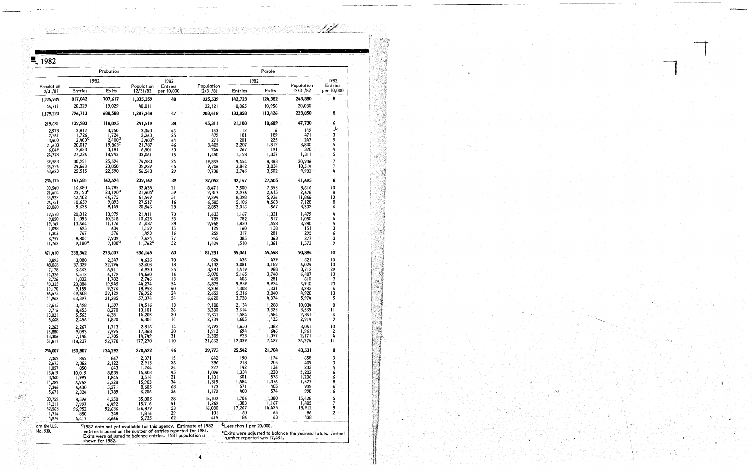## , 1982

| Probation | | | | | Parole | | | | |
|---|---|---|---|---|---|---|---|---|---|
| Population 12/31/81 | 1982 Entries | 1982 Exits | Population 12/31/82 | 1982 Entries per 10,000 | Population 12/31/81 | 1982 Entries | 1982 Exits | Population 12/31/82 | 1982 Entries per 10,000 |
| **1,225,934** | **817,042** | **707,617** | **1,335,359** | **48** | **225,539** | **142,723** | **124,382** | **243,880** | **8** |
| 46,711 | 20,329 | 19,029 | 48,011 | | 22,121 | 8,865 | 10,956 | 20,030 | |
| **1,179,223** | **796,713** | **688,588** | **1,287,348** | **47** | **203,418** | **133,858** | **113,426** | **223,850** | **8** |
| **219,631** | **139,983** | **118,095** | **241,519** | **38** | **45,311** | **21,108** | **18,689** | **47,730** | **6** |
| 2,978 | 3,812 | 3,750 | 3,040 | 46 | 153 | 12 | 16 | 149 | [b] |
| 2,261 | 1,726 | 1,724 | 2,263 | 25 | 479 | 181 | 189 | 471 | 3 |
| 3,400 | 2,400[a] | 2,400[a] | 3,400[a] | 64 | 271 | 201 | 225 | 247 | 5 |
| 21,633 | 20,017 | 19,863[c] | 21,787 | 46 | 3,405 | 2,207 | 1,812 | 3,800 | 5 |
| 6,049 | 3,633 | 3,181 | 6,501 | 50 | 244 | 267 | 191 | 320 | 4 |
| 24,778 | 27,226 | 18,943 | 33,061 | 115 | 1,450 | 1,198 | 1,337 | 1,311 | 5 |
| 69,583 | 30,991 | 25,594 | 74,980 | 24 | 19,865 | 9,454 | 8,383 | 20,936 | 7 |
| 35,326 | 24,663 | 20,050 | 39,939 | 45 | 9,706 | 3,842 | 3,034 | 10,514 | 7 |
| 53,623 | 25,515 | 22,590 | 56,548 | 29 | 9,738 | 3,746 | 3,502 | 9,982 | 4 |
| **234,175** | **167,581** | **162,594** | **239,162** | **39** | **37,053** | **32,147** | **27,505** | **41,695** | **8** |
| 30,540 | 16,680 | 14,785 | 32,435 | 21 | 8,471 | 7,500 | 7,355 | 8,616 | 10 |
| 21,404 | 23,190[a] | 23,190[a] | 21,404[a] | 59 | 2,317 | 2,976 | 2,615 | 2,678 | 8 |
| 65,922 | 42,402 | 46,775 | 61,549 | 51 | 9,394 | 8,398 | 5,926 | 11,866 | 10 |
| 26,751 | 10,659 | 9,893 | 27,517 | 16 | 6,585 | 5,106 | 4,563 | 7,128 | 8 |
| 20,060 | 9,635 | 9,149 | 20,546 | 28 | 2,853 | 2,016 | 1,567 | 3,302 | 6 |
| 19,578 | 20,812 | 18,979 | 21,411 | 70 | 1,633 | 1,167 | 1,321 | 1,479 | 4 |
| 9,850 | 11,093 | 10,318 | 10,625 | 53 | 785 | 782 | 517 | 1,050 | 4 |
| 19,149 | 13,664 | 11,176 | 21,637 | 38 | 2,948 | 1,830 | 1,498 | 3,280 | 5 |
| 1,098 | 695 | 634 | 1,159 | 15 | 129 | 160 | 138 | 151 | 3 |
| 1,302 | 767 | 576 | 1,493 | 16 | 259 | 317 | 281 | 295 | 6 |
| 6,759 | 8,804 | 7,939 | 7,624 | 77 | 255 | 385 | 363 | 277 | 3 |
| 11,762 | 9,180[a] | 9,180[a] | 11,762[a] | 52 | 1,424 | 1,510 | 1,361 | 1,573 | 9 |
| **471,410** | **338,342** | **273,607** | **536,145** | **60** | **81,281** | **55,061** | **45,448** | **90,894** | **10** |
| 3,893 | 3,080 | 2,347 | 4,626 | 70 | 624 | 436 | 439 | 621 | 10 |
| 48,068 | 37,329 | 32,794 | 52,603 | 118 | 6,132 | 3,081 | 3,189 | 6,024 | 10 |
| 7,178 | 6,663 | 6,911 | 6,930 | 135 | 3,281 | 1,419 | 988 | 3,712 | 29 |
| 14,326 | 6,513 | 6,179 | 14,660 | 16 | 5,070 | 5,165 | 3,748 | 6,487 | 13 |
| 2,726 | 1,802 | 1,782 | 2,746 | 13 | 485 | 406 | 281 | 610 | 3 |
| 40,335 | 23,884 | 19,945 | 44,274 | 54 | 6,875 | 9,959 | 9,924 | 6,910 | 23 |
| 19,170 | 9,159 | 9,376 | 18,953 | 40 | 3,306 | 1,308 | 1,331 | 3,283 | 6 |
| 66,473 | 49,608 | 39,129 | 76,952 | 124 | 2,652 | 5,316 | 3,040 | 4,928 | 13 |
| 44,962 | 43,397 | 31,285 | 57,074 | 54 | 6,620 | 3,728 | 4,374 | 5,974 | 5 |
| 12,615 | 3,498 | 1,597 | 14,516 | 13 | 9,188 | 2,134 | 1,288 | 10,034 | 8 |
| 9,716 | 8,655 | 8,270 | 10,101 | 26 | 3,280 | 3,614 | 3,325 | 3,569 | 11 |
| 13,021 | 5,563 | 4,381 | 14,203 | 20 | 2,351 | 1,594 | 1,584 | 2,361 | 6 |
| 5,668 | 2,456 | 1,820 | 6,304 | 14 | 2,734 | 1,605 | 1,425 | 2,914 | 9 |
| 2,262 | 2,267 | 1,713 | 2,816 | 14 | 2,793 | 1,650 | 1,382 | 3,061 | 10 |
| 15,880 | 9,083 | 7,595 | 17,368 | 30 | 1,913 | 694 | 646 | 1,961 | 2 |
| 13,306 | 7,148 | 5,705 | 14,749 | 31 | 2,305 | 923 | 1,057 | 2,171 | 4 |
| 151,811 | 118,237 | 92,778 | 177,270 | 110 | 21,662 | 12,039 | 7,427 | 26,274 | 11 |
| **254,007** | **150,807** | **134,292** | **270,522** | **46** | **39,773** | **25,542** | **21,784** | **43,531** | **8** |
| 2,369 | 869 | 867 | 2,371 | 15 | 642 | 190 | 174 | 658 | 3 |
| 2,675 | 2,362 | 2,122 | 2,915 | 36 | 396 | 218 | 205 | 409 | 3 |
| 1,057 | 850 | 643 | 1,264 | 24 | 227 | 142 | 136 | 233 | 4 |
| 13,419 | 10,019 | 8,835 | 14,603 | 45 | 1,096 | 1,334 | 1,228 | 1,202 | 6 |
| 3,360 | 1,999 | 1,845 | 3,514 | 21 | 1,181 | 601 | 576 | 1,206 | 6 |
| 14,289 | 6,942 | 5,328 | 15,903 | 34 | 1,319 | 1,584 | 1,376 | 1,527 | 8 |
| 7,346 | 6,630 | 5,371 | 8,605 | 68 | 773 | 571 | 405 | 939 | 6 |
| 5,671 | 2,324 | 1,789 | 6,206 | 36 | 1,172 | 400 | 574 | 998 | 6 |
| 30,759 | 8,596 | 4,350 | 35,005 | 28 | 15,102 | 1,706 | 1,380 | 15,428 | 5 |
| 14,211 | 7,997 | 6,492 | 15,716 | 41 | 1,269 | 1,383 | 1,167 | 1,485 | 7 |
| 152,563 | 96,952 | 92,636 | 156,879 | 53 | 16,080 | 17,267 | 14,435 | 18,912 | 9 |
| 1,314 | 850 | 348 | 1,816 | 29 | 101 | 60 | 65 | 96 | 2 |
| 4,974 | 4,417 | 3,666 | 5,725 | 62 | 415 | 86 | 63 | 438 | 1 |

...om the U.S. ...No. 930.

[a] 1982 data not yet available for this agency. Estimate of 1982 entries is based on the number of entries reported for 1981. Exits were adjusted to balance entries. 1981 population is shown for 1982.

[b] Less than 1 per 20,000.

[c] Exits were adjusted to balance the yearend totals. Actual number reported was 17,481.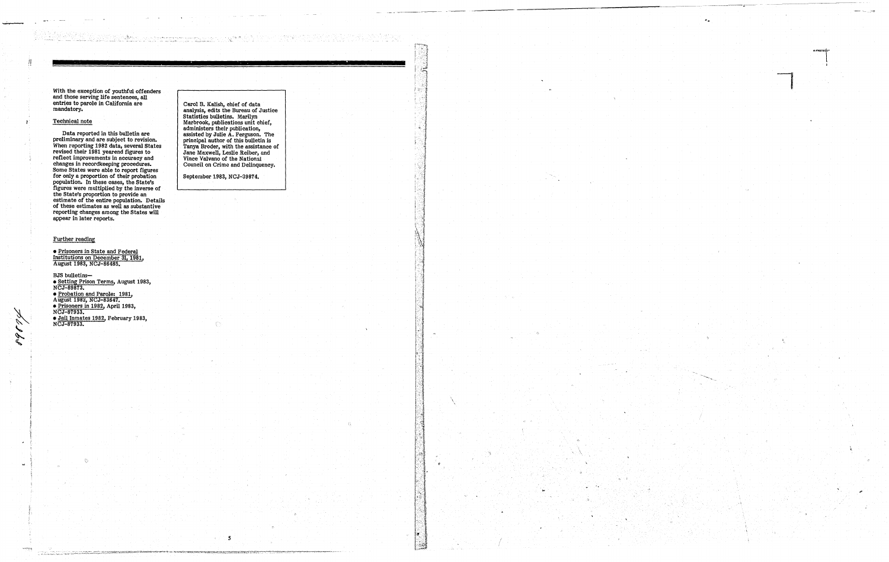With the exception of youthful offenders and those serving life sentences, all entries to parole in California are mandatory.

Technical note

Data reported in this bulletin are preliminary and are subject to revision. When reporting 1982 data, several States revised their 1981 yearend figures to reflect improvements in accuracy and changes in recordkeeping procedures. Some States were able to report figures for only a proportion of their probation population. In these cases, the State's figures were multiplied by the inverse of the State's proportion to provide an estimate of the entire population. Details of these estimates as well as substantive reporting changes among the States will appear in later reports.

Further reading

- Prisoners in State and Federal Institutions on December 31, 1981, August 1983, NCJ-86485.

BJS bulletins—

- Setting Prison Terms, August 1983, NCJ-89875.
- Probation and Parole: 1981, August 1982, NCJ-83647.
- Prisoners in 1982, April 1983, NCJ-87933.
- Jail Inmates 1982, February 1983, NCJ-87933.

Carol B. Kalish, chief of data analysis, edits the Bureau of Justice Statistics bulletins. Marilyn Marbrook, publications unit chief, administers their publication, assisted by Julie A. Ferguson. The principal author of this bulletin is Tanya Broder, with the assistance of Jane Maxwell, Leslie Reiber, and Vince Valvano of the National Council on Crime and Delinquency.

September 1983, NCJ-39874.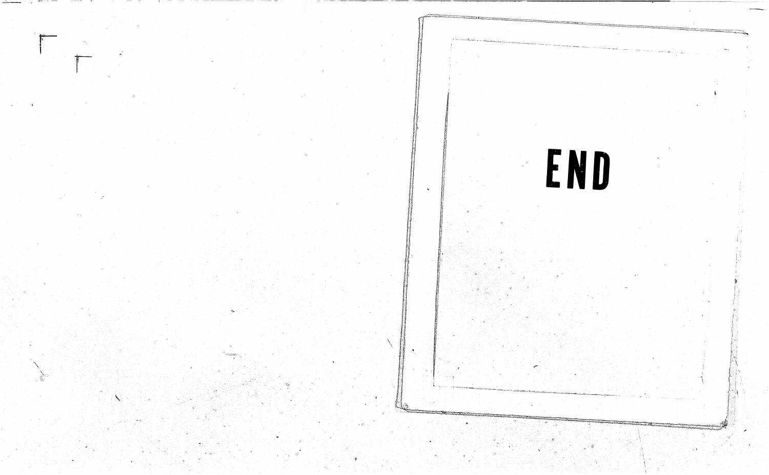END